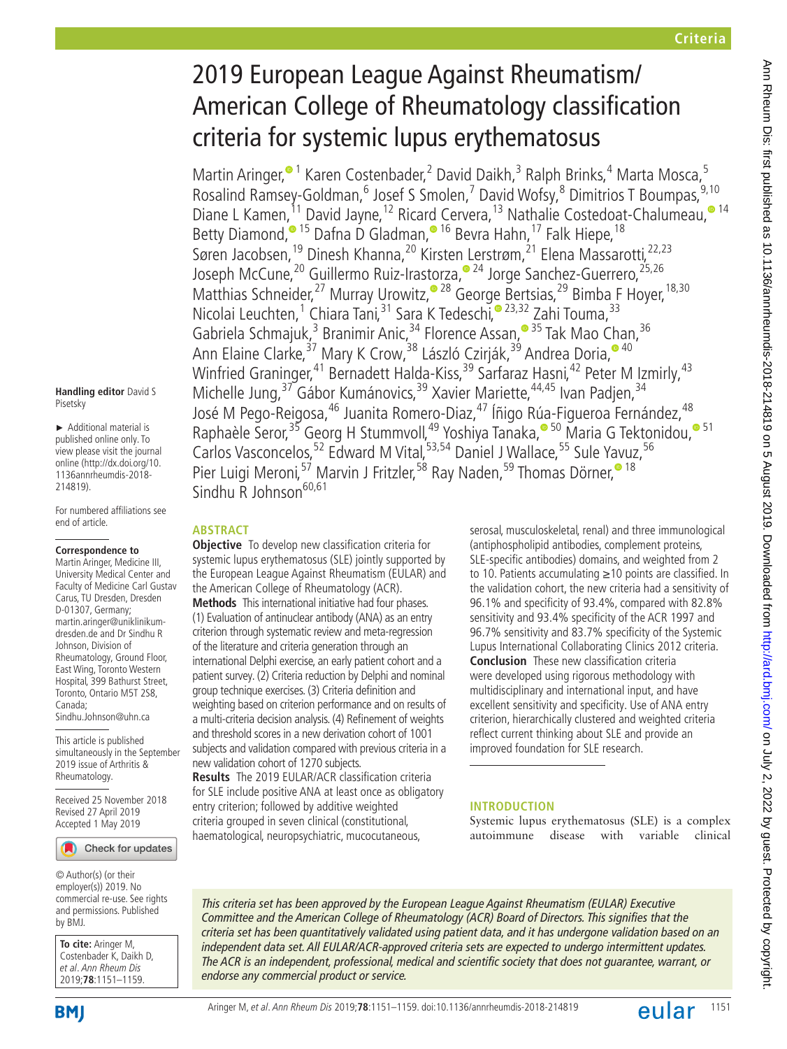# 2019 European League Against Rheumatism/American College of Rheumatology classification criteria for systemic lupus erythematosus

Martin Aringer,[1] Karen Costenbader,[2] David Daikh,[3] Ralph Brinks,[4] Marta Mosca,[5] Rosalind Ramsey-Goldman,[6] Josef S Smolen,[7] David Wofsy,[8] Dimitrios T Boumpas,[9,10] Diane L Kamen,[11] David Jayne,[12] Ricard Cervera,[13] Nathalie Costedoat-Chalumeau,[14] Betty Diamond,[15] Dafna D Gladman,[16] Bevra Hahn,[17] Falk Hiepe,[18] Søren Jacobsen,[19] Dinesh Khanna,[20] Kirsten Lerstrøm,[21] Elena Massarotti,[22,23] Joseph McCune,[20] Guillermo Ruiz-Irastorza,[24] Jorge Sanchez-Guerrero,[25,26] Matthias Schneider,[27] Murray Urowitz,[28] George Bertsias,[29] Bimba F Hoyer,[18,30] Nicolai Leuchten,[1] Chiara Tani,[31] Sara K Tedeschi,[23,32] Zahi Touma,[33] Gabriela Schmajuk,[3] Branimir Anic,[34] Florence Assan,[35] Tak Mao Chan,[36] Ann Elaine Clarke,[37] Mary K Crow,[38] László Czirják,[39] Andrea Doria,[40] Winfried Graninger,[41] Bernadett Halda-Kiss,[39] Sarfaraz Hasni,[42] Peter M Izmirly,[43] Michelle Jung,[37] Gábor Kumánovics,[39] Xavier Mariette,[44,45] Ivan Padjen,[34] José M Pego-Reigosa,[46] Juanita Romero-Diaz,[47] Íñigo Rúa-Figueroa Fernández,[48] Raphaèle Seror,[35] Georg H Stummvoll,[49] Yoshiya Tanaka,[50] Maria G Tektonidou,[51] Carlos Vasconcelos,[52] Edward M Vital,[53,54] Daniel J Wallace,[55] Sule Yavuz,[56] Pier Luigi Meroni,[57] Marvin J Fritzler,[58] Ray Naden,[59] Thomas Dörner,[18] Sindhu R Johnson[60,61]

Handling editor David S Pisetsky

► Additional material is published online only. To view please visit the journal online (http://dx.doi.org/10.1136annrheumdis-2018-214819).

For numbered affiliations see end of article.

**Correspondence to**
Martin Aringer, Medicine III, University Medical Center and Faculty of Medicine Carl Gustav Carus, TU Dresden, Dresden D-01307, Germany; martin.aringer@uniklinikum-dresden.de and Dr Sindhu R Johnson, Division of Rheumatology, Ground Floor, East Wing, Toronto Western Hospital, 399 Bathurst Street, Toronto, Ontario M5T 2S8, Canada; Sindhu.Johnson@uhn.ca

This article is published simultaneously in the September 2019 issue of Arthritis & Rheumatology.

Received 25 November 2018
Revised 27 April 2019
Accepted 1 May 2019

© Author(s) (or their employer(s)) 2019. No commercial re-use. See rights and permissions. Published by BMJ.

**To cite:** Aringer M, Costenbader K, Daikh D, *et al*. *Ann Rheum Dis* 2019;**78**:1151–1159.

## ABSTRACT

**Objective** To develop new classification criteria for systemic lupus erythematosus (SLE) jointly supported by the European League Against Rheumatism (EULAR) and the American College of Rheumatology (ACR).

**Methods** This international initiative had four phases. (1) Evaluation of antinuclear antibody (ANA) as an entry criterion through systematic review and meta-regression of the literature and criteria generation through an international Delphi exercise, an early patient cohort and a patient survey. (2) Criteria reduction by Delphi and nominal group technique exercises. (3) Criteria definition and weighting based on criterion performance and on results of a multi-criteria decision analysis. (4) Refinement of weights and threshold scores in a new derivation cohort of 1001 subjects and validation compared with previous criteria in a new validation cohort of 1270 subjects.

**Results** The 2019 EULAR/ACR classification criteria for SLE include positive ANA at least once as obligatory entry criterion; followed by additive weighted criteria grouped in seven clinical (constitutional, haematological, neuropsychiatric, mucocutaneous, serosal, musculoskeletal, renal) and three immunological (antiphospholipid antibodies, complement proteins, SLE-specific antibodies) domains, and weighted from 2 to 10. Patients accumulating ≥10 points are classified. In the validation cohort, the new criteria had a sensitivity of 96.1% and specificity of 93.4%, compared with 82.8% sensitivity and 93.4% specificity of the ACR 1997 and 96.7% sensitivity and 83.7% specificity of the Systemic Lupus International Collaborating Clinics 2012 criteria.

**Conclusion** These new classification criteria were developed using rigorous methodology with multidisciplinary and international input, and have excellent sensitivity and specificity. Use of ANA entry criterion, hierarchically clustered and weighted criteria reflect current thinking about SLE and provide an improved foundation for SLE research.

## INTRODUCTION

Systemic lupus erythematosus (SLE) is a complex autoimmune disease with variable clinical

*This criteria set has been approved by the European League Against Rheumatism (EULAR) Executive Committee and the American College of Rheumatology (ACR) Board of Directors. This signifies that the criteria set has been quantitatively validated using patient data, and it has undergone validation based on an independent data set. All EULAR/ACR-approved criteria sets are expected to undergo intermittent updates. The ACR is an independent, professional, medical and scientific society that does not guarantee, warrant, or endorse any commercial product or service.*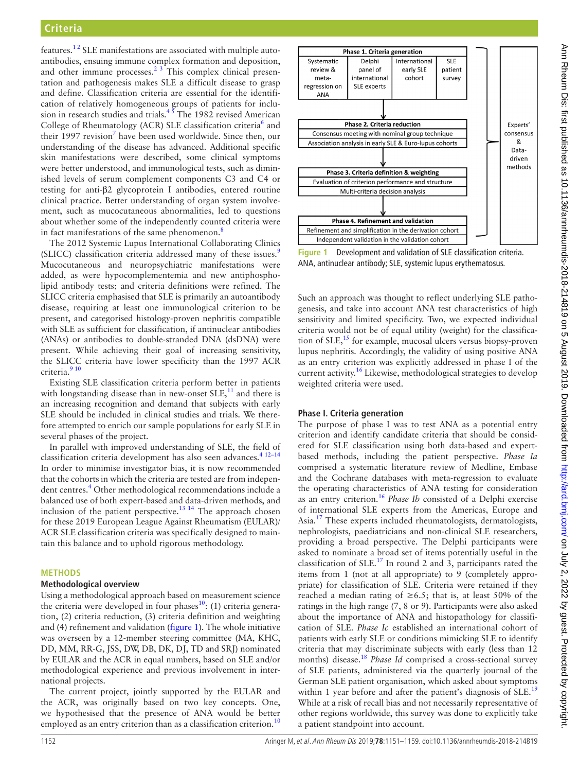features.[1 2] SLE manifestations are associated with multiple autoantibodies, ensuing immune complex formation and deposition, and other immune processes.[2 3] This complex clinical presentation and pathogenesis makes SLE a difficult disease to grasp and define. Classification criteria are essential for the identification of relatively homogeneous groups of patients for inclusion in research studies and trials.[4 5] The 1982 revised American College of Rheumatology (ACR) SLE classification criteria[6] and their 1997 revision[7] have been used worldwide. Since then, our understanding of the disease has advanced. Additional specific skin manifestations were described, some clinical symptoms were better understood, and immunological tests, such as diminished levels of serum complement components C3 and C4 or testing for anti-β2 glycoprotein I antibodies, entered routine clinical practice. Better understanding of organ system involvement, such as mucocutaneous abnormalities, led to questions about whether some of the independently counted criteria were in fact manifestations of the same phenomenon.[8]

The 2012 Systemic Lupus International Collaborating Clinics (SLICC) classification criteria addressed many of these issues.[9] Mucocutaneous and neuropsychiatric manifestations were added, as were hypocomplementemia and new antiphospholipid antibody tests; and criteria definitions were refined. The SLICC criteria emphasised that SLE is primarily an autoantibody disease, requiring at least one immunological criterion to be present, and categorised histology-proven nephritis compatible with SLE as sufficient for classification, if antinuclear antibodies (ANAs) or antibodies to double-stranded DNA (dsDNA) were present. While achieving their goal of increasing sensitivity, the SLICC criteria have lower specificity than the 1997 ACR criteria.[9 10]

Existing SLE classification criteria perform better in patients with longstanding disease than in new-onset SLE,[11] and there is an increasing recognition and demand that subjects with early SLE should be included in clinical studies and trials. We therefore attempted to enrich our sample populations for early SLE in several phases of the project.

In parallel with improved understanding of SLE, the field of classification criteria development has also seen advances.[4 12–14] In order to minimise investigator bias, it is now recommended that the cohorts in which the criteria are tested are from independent centres.[4] Other methodological recommendations include a balanced use of both expert-based and data-driven methods, and inclusion of the patient perspective.[13 14] The approach chosen for these 2019 European League Against Rheumatism (EULAR)/ACR SLE classification criteria was specifically designed to maintain this balance and to uphold rigorous methodology.

## METHODS

### Methodological overview

Using a methodological approach based on measurement science the criteria were developed in four phases[10]: (1) criteria generation, (2) criteria reduction, (3) criteria definition and weighting and (4) refinement and validation (figure 1). The whole initiative was overseen by a 12-member steering committee (MA, KHC, DD, MM, RR-G, JSS, DW, DB, DK, DJ, TD and SRJ) nominated by EULAR and the ACR in equal numbers, based on SLE and/or methodological experience and previous involvement in international projects.

The current project, jointly supported by the EULAR and the ACR, was originally based on two key concepts. One, we hypothesised that the presence of ANA would be better employed as an entry criterion than as a classification criterion.[10] Such an approach was thought to reflect underlying SLE pathogenesis, and take into account ANA test characteristics of high sensitivity and limited specificity. Two, we expected individual criteria would not be of equal utility (weight) for the classification of SLE,[15] for example, mucosal ulcers versus biopsy-proven lupus nephritis. Accordingly, the validity of using positive ANA as an entry criterion was explicitly addressed in phase I of the current activity.[16] Likewise, methodological strategies to develop weighted criteria were used.

| Phase 1. Criteria generation | | | | |
|---|---|---|---|---|
| Systematic review & meta-regression on ANA | Delphi panel of international SLE experts | International early SLE cohort | SLE patient survey | Experts' consensus & Data-driven methods |
| **Phase 2. Criteria reduction** | | | | |
| Consensus meeting with nominal group technique | | | | |
| Association analysis in early SLE & Euro-lupus cohorts | | | | |
| **Phase 3. Criteria definition & weighting** | | | | |
| Evaluation of criterion performance and structure | | | | |
| Multi-criteria decision analysis | | | | |
| **Phase 4. Refinement and validation** | | | | |
| Refinement and simplification in the derivation cohort | | | | |
| Independent validation in the validation cohort | | | | |

Figure 1 Development and validation of SLE classification criteria. ANA, antinuclear antibody; SLE, systemic lupus erythematosus.

### Phase I. Criteria generation

The purpose of phase I was to test ANA as a potential entry criterion and identify candidate criteria that should be considered for SLE classification using both data-based and expert-based methods, including the patient perspective. *Phase Ia* comprised a systematic literature review of Medline, Embase and the Cochrane databases with meta-regression to evaluate the operating characteristics of ANA testing for consideration as an entry criterion.[16] *Phase Ib* consisted of a Delphi exercise of international SLE experts from the Americas, Europe and Asia.[17] These experts included rheumatologists, dermatologists, nephrologists, paediatricians and non-clinical SLE researchers, providing a broad perspective. The Delphi participants were asked to nominate a broad set of items potentially useful in the classification of SLE.[17] In round 2 and 3, participants rated the items from 1 (not at all appropriate) to 9 (completely appropriate) for classification of SLE. Criteria were retained if they reached a median rating of ≥6.5; that is, at least 50% of the ratings in the high range (7, 8 or 9). Participants were also asked about the importance of ANA and histopathology for classification of SLE. *Phase Ic* established an international cohort of patients with early SLE or conditions mimicking SLE to identify criteria that may discriminate subjects with early (less than 12 months) disease.[18] *Phase Id* comprised a cross-sectional survey of SLE patients, administered via the quarterly journal of the German SLE patient organisation, which asked about symptoms within 1 year before and after the patient's diagnosis of SLE.[19] While at a risk of recall bias and not necessarily representative of other regions worldwide, this survey was done to explicitly take a patient standpoint into account.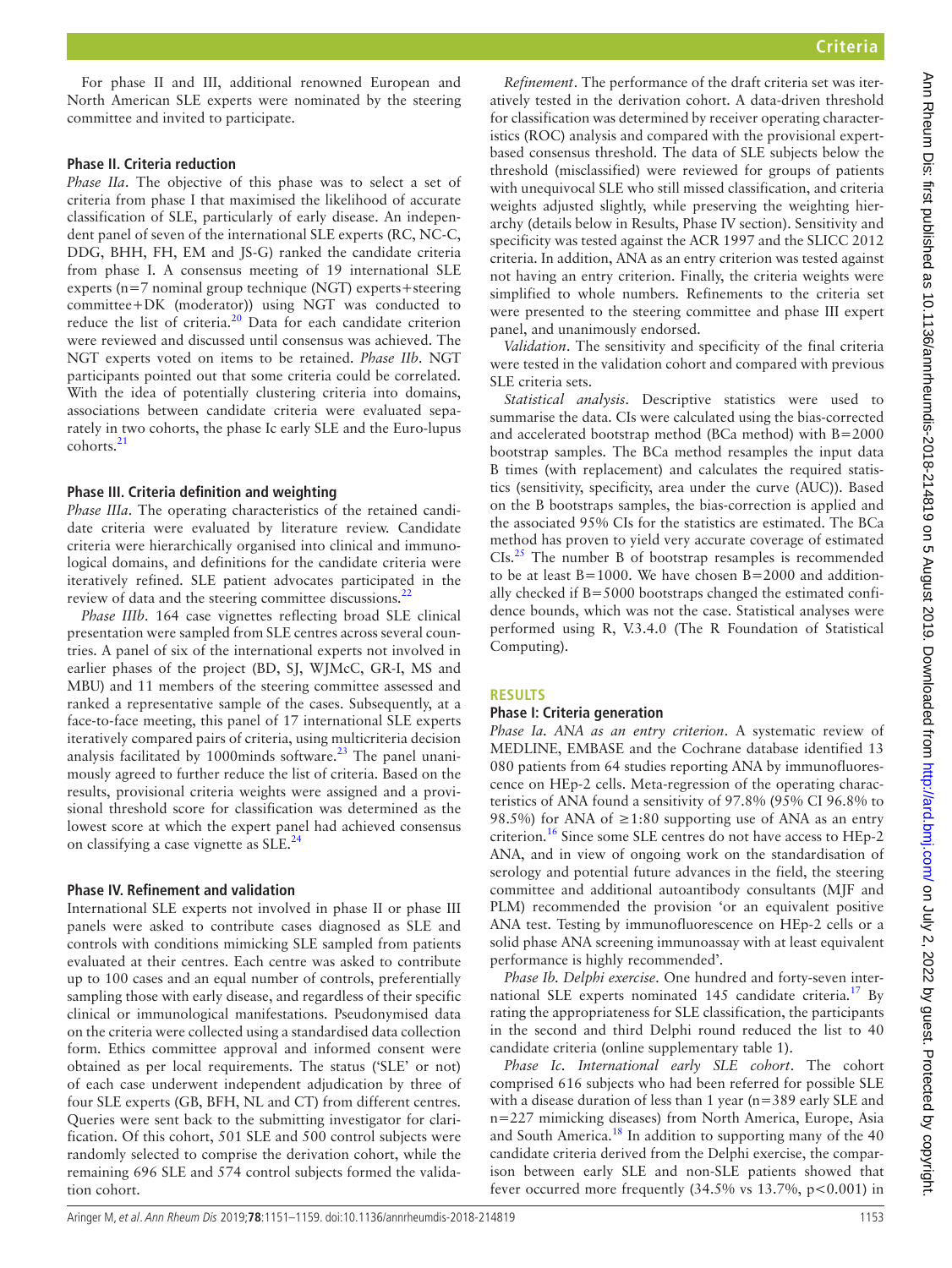For phase II and III, additional renowned European and North American SLE experts were nominated by the steering committee and invited to participate.

### Phase II. Criteria reduction

*Phase IIa*. The objective of this phase was to select a set of criteria from phase I that maximised the likelihood of accurate classification of SLE, particularly of early disease. An independent panel of seven of the international SLE experts (RC, NC-C, DDG, BHH, FH, EM and JS-G) ranked the candidate criteria from phase I. A consensus meeting of 19 international SLE experts (n=7 nominal group technique (NGT) experts+steering committee+DK (moderator)) using NGT was conducted to reduce the list of criteria.[20] Data for each candidate criterion were reviewed and discussed until consensus was achieved. The NGT experts voted on items to be retained. *Phase IIb*. NGT participants pointed out that some criteria could be correlated. With the idea of potentially clustering criteria into domains, associations between candidate criteria were evaluated separately in two cohorts, the phase Ic early SLE and the Euro-lupus cohorts.[21]

### Phase III. Criteria definition and weighting

*Phase IIIa*. The operating characteristics of the retained candidate criteria were evaluated by literature review. Candidate criteria were hierarchically organised into clinical and immunological domains, and definitions for the candidate criteria were iteratively refined. SLE patient advocates participated in the review of data and the steering committee discussions.[22]

*Phase IIIb*. 164 case vignettes reflecting broad SLE clinical presentation were sampled from SLE centres across several countries. A panel of six of the international experts not involved in earlier phases of the project (BD, SJ, WJMcC, GR-I, MS and MBU) and 11 members of the steering committee assessed and ranked a representative sample of the cases. Subsequently, at a face-to-face meeting, this panel of 17 international SLE experts iteratively compared pairs of criteria, using multicriteria decision analysis facilitated by 1000minds software.[23] The panel unanimously agreed to further reduce the list of criteria. Based on the results, provisional criteria weights were assigned and a provisional threshold score for classification was determined as the lowest score at which the expert panel had achieved consensus on classifying a case vignette as SLE.[24]

### Phase IV. Refinement and validation

International SLE experts not involved in phase II or phase III panels were asked to contribute cases diagnosed as SLE and controls with conditions mimicking SLE sampled from patients evaluated at their centres. Each centre was asked to contribute up to 100 cases and an equal number of controls, preferentially sampling those with early disease, and regardless of their specific clinical or immunological manifestations. Pseudonymised data on the criteria were collected using a standardised data collection form. Ethics committee approval and informed consent were obtained as per local requirements. The status ('SLE' or not) of each case underwent independent adjudication by three of four SLE experts (GB, BFH, NL and CT) from different centres. Queries were sent back to the submitting investigator for clarification. Of this cohort, 501 SLE and 500 control subjects were randomly selected to comprise the derivation cohort, while the remaining 696 SLE and 574 control subjects formed the validation cohort.

*Refinement*. The performance of the draft criteria set was iteratively tested in the derivation cohort. A data-driven threshold for classification was determined by receiver operating characteristics (ROC) analysis and compared with the provisional expert-based consensus threshold. The data of SLE subjects below the threshold (misclassified) were reviewed for groups of patients with unequivocal SLE who still missed classification, and criteria weights adjusted slightly, while preserving the weighting hierarchy (details below in Results, Phase IV section). Sensitivity and specificity was tested against the ACR 1997 and the SLICC 2012 criteria. In addition, ANA as an entry criterion was tested against not having an entry criterion. Finally, the criteria weights were simplified to whole numbers. Refinements to the criteria set were presented to the steering committee and phase III expert panel, and unanimously endorsed.

*Validation*. The sensitivity and specificity of the final criteria were tested in the validation cohort and compared with previous SLE criteria sets.

*Statistical analysis*. Descriptive statistics were used to summarise the data. CIs were calculated using the bias-corrected and accelerated bootstrap method (BCa method) with B=2000 bootstrap samples. The BCa method resamples the input data B times (with replacement) and calculates the required statistics (sensitivity, specificity, area under the curve (AUC)). Based on the B bootstraps samples, the bias-correction is applied and the associated 95% CIs for the statistics are estimated. The BCa method has proven to yield very accurate coverage of estimated CIs.[25] The number B of bootstrap resamples is recommended to be at least B=1000. We have chosen B=2000 and additionally checked if B=5000 bootstraps changed the estimated confidence bounds, which was not the case. Statistical analyses were performed using R, V.3.4.0 (The R Foundation of Statistical Computing).

## RESULTS

### Phase I: Criteria generation

*Phase Ia. ANA as an entry criterion*. A systematic review of MEDLINE, EMBASE and the Cochrane database identified 13 080 patients from 64 studies reporting ANA by immunofluorescence on HEp-2 cells. Meta-regression of the operating characteristics of ANA found a sensitivity of 97.8% (95% CI 96.8% to 98.5%) for ANA of ≥1:80 supporting use of ANA as an entry criterion.[16] Since some SLE centres do not have access to HEp-2 ANA, and in view of ongoing work on the standardisation of serology and potential future advances in the field, the steering committee and additional autoantibody consultants (MJF and PLM) recommended the provision 'or an equivalent positive ANA test. Testing by immunofluorescence on HEp-2 cells or a solid phase ANA screening immunoassay with at least equivalent performance is highly recommended'.

*Phase Ib. Delphi exercise*. One hundred and forty-seven international SLE experts nominated 145 candidate criteria.[17] By rating the appropriateness for SLE classification, the participants in the second and third Delphi round reduced the list to 40 candidate criteria (online supplementary table 1).

*Phase Ic. International early SLE cohort*. The cohort comprised 616 subjects who had been referred for possible SLE with a disease duration of less than 1 year (n=389 early SLE and n=227 mimicking diseases) from North America, Europe, Asia and South America.[18] In addition to supporting many of the 40 candidate criteria derived from the Delphi exercise, the comparison between early SLE and non-SLE patients showed that fever occurred more frequently (34.5% vs 13.7%, $p<0.001$) in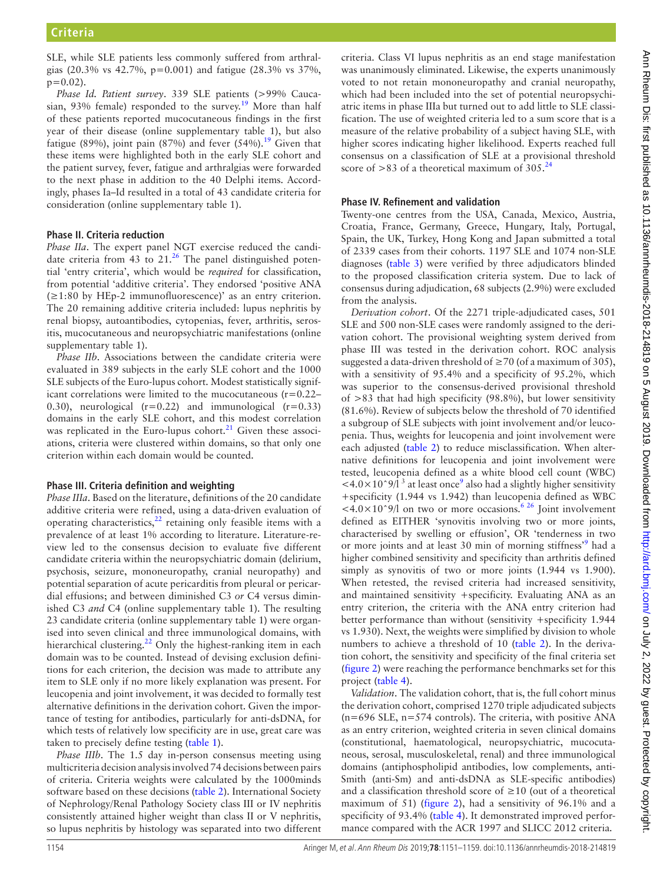SLE, while SLE patients less commonly suffered from arthralgias (20.3% vs 42.7%, p=0.001) and fatigue (28.3% vs 37%, p=0.02).

*Phase Id. Patient survey*. 339 SLE patients (>99% Caucasian, 93% female) responded to the survey.[19] More than half of these patients reported mucocutaneous findings in the first year of their disease (online supplementary table 1), but also fatigue (89%), joint pain (87%) and fever (54%).[19] Given that these items were highlighted both in the early SLE cohort and the patient survey, fever, fatigue and arthralgias were forwarded to the next phase in addition to the 40 Delphi items. Accordingly, phases Ia–Id resulted in a total of 43 candidate criteria for consideration (online supplementary table 1).

## Phase II. Criteria reduction

*Phase IIa*. The expert panel NGT exercise reduced the candidate criteria from 43 to 21.[26] The panel distinguished potential 'entry criteria', which would be *required* for classification, from potential 'additive criteria'. They endorsed 'positive ANA (≥1:80 by HEp-2 immunofluorescence)' as an entry criterion. The 20 remaining additive criteria included: lupus nephritis by renal biopsy, autoantibodies, cytopenias, fever, arthritis, serositis, mucocutaneous and neuropsychiatric manifestations (online supplementary table 1).

*Phase IIb*. Associations between the candidate criteria were evaluated in 389 subjects in the early SLE cohort and the 1000 SLE subjects of the Euro-lupus cohort. Modest statistically significant correlations were limited to the mucocutaneous (r=0.22–0.30), neurological (r=0.22) and immunological (r=0.33) domains in the early SLE cohort, and this modest correlation was replicated in the Euro-lupus cohort.[21] Given these associations, criteria were clustered within domains, so that only one criterion within each domain would be counted.

## Phase III. Criteria definition and weighting

*Phase IIIa*. Based on the literature, definitions of the 20 candidate additive criteria were refined, using a data-driven evaluation of operating characteristics,[22] retaining only feasible items with a prevalence of at least 1% according to literature. Literature-review led to the consensus decision to evaluate five different candidate criteria within the neuropsychiatric domain (delirium, psychosis, seizure, mononeuropathy, cranial neuropathy) and potential separation of acute pericarditis from pleural or pericardial effusions; and between diminished C3 *or* C4 versus diminished C3 *and* C4 (online supplementary table 1). The resulting 23 candidate criteria (online supplementary table 1) were organised into seven clinical and three immunological domains, with hierarchical clustering.[22] Only the highest-ranking item in each domain was to be counted. Instead of devising exclusion definitions for each criterion, the decision was made to attribute any item to SLE only if no more likely explanation was present. For leucopenia and joint involvement, it was decided to formally test alternative definitions in the derivation cohort. Given the importance of testing for antibodies, particularly for anti-dsDNA, for which tests of relatively low specificity are in use, great care was taken to precisely define testing (table 1).

*Phase IIIb*. The 1.5 day in-person consensus meeting using multicriteria decision analysis involved 74 decisions between pairs of criteria. Criteria weights were calculated by the 1000minds software based on these decisions (table 2). International Society of Nephrology/Renal Pathology Society class III or IV nephritis consistently attained higher weight than class II or V nephritis, so lupus nephritis by histology was separated into two different criteria. Class VI lupus nephritis as an end stage manifestation was unanimously eliminated. Likewise, the experts unanimously voted to not retain mononeuropathy and cranial neuropathy, which had been included into the set of potential neuropsychiatric items in phase IIIa but turned out to add little to SLE classification. The use of weighted criteria led to a sum score that is a measure of the relative probability of a subject having SLE, with higher scores indicating higher likelihood. Experts reached full consensus on a classification of SLE at a provisional threshold score of >83 of a theoretical maximum of 305.[24]

## Phase IV. Refinement and validation

Twenty-one centres from the USA, Canada, Mexico, Austria, Croatia, France, Germany, Greece, Hungary, Italy, Portugal, Spain, the UK, Turkey, Hong Kong and Japan submitted a total of 2339 cases from their cohorts. 1197 SLE and 1074 non-SLE diagnoses (table 3) were verified by three adjudicators blinded to the proposed classification criteria system. Due to lack of consensus during adjudication, 68 subjects (2.9%) were excluded from the analysis.

*Derivation cohort*. Of the 2271 triple-adjudicated cases, 501 SLE and 500 non-SLE cases were randomly assigned to the derivation cohort. The provisional weighting system derived from phase III was tested in the derivation cohort. ROC analysis suggested a data-driven threshold of ≥70 (of a maximum of 305), with a sensitivity of 95.4% and a specificity of 95.2%, which was superior to the consensus-derived provisional threshold of >83 that had high specificity (98.8%), but lower sensitivity (81.6%). Review of subjects below the threshold of 70 identified a subgroup of SLE subjects with joint involvement and/or leucopenia. Thus, weights for leucopenia and joint involvement were each adjusted (table 2) to reduce misclassification. When alternative definitions for leucopenia and joint involvement were tested, leucopenia defined as a white blood cell count (WBC) $<4.0\times10^{9}$/l [3] at least once[9] also had a slightly higher sensitivity +specificity (1.944 vs 1.942) than leucopenia defined as WBC $<4.0\times10^{9}$/l on two or more occasions.[6,26] Joint involvement defined as EITHER 'synovitis involving two or more joints, characterised by swelling or effusion', OR 'tenderness in two or more joints and at least 30 min of morning stiffness'[9] had a higher combined sensitivity and specificity than arthritis defined simply as synovitis of two or more joints (1.944 vs 1.900). When retested, the revised criteria had increased sensitivity, and maintained sensitivity +specificity. Evaluating ANA as an entry criterion, the criteria with the ANA entry criterion had better performance than without (sensitivity +specificity 1.944 vs 1.930). Next, the weights were simplified by division to whole numbers to achieve a threshold of 10 (table 2). In the derivation cohort, the sensitivity and specificity of the final criteria set (figure 2) were reaching the performance benchmarks set for this project (table 4).

*Validation*. The validation cohort, that is, the full cohort minus the derivation cohort, comprised 1270 triple adjudicated subjects (n=696 SLE, n=574 controls). The criteria, with positive ANA as an entry criterion, weighted criteria in seven clinical domains (constitutional, haematological, neuropsychiatric, mucocutaneous, serosal, musculoskeletal, renal) and three immunological domains (antiphospholipid antibodies, low complements, anti-Smith (anti-Sm) and anti-dsDNA as SLE-specific antibodies) and a classification threshold score of ≥10 (out of a theoretical maximum of 51) (figure 2), had a sensitivity of 96.1% and a specificity of 93.4% (table 4). It demonstrated improved performance compared with the ACR 1997 and SLICC 2012 criteria.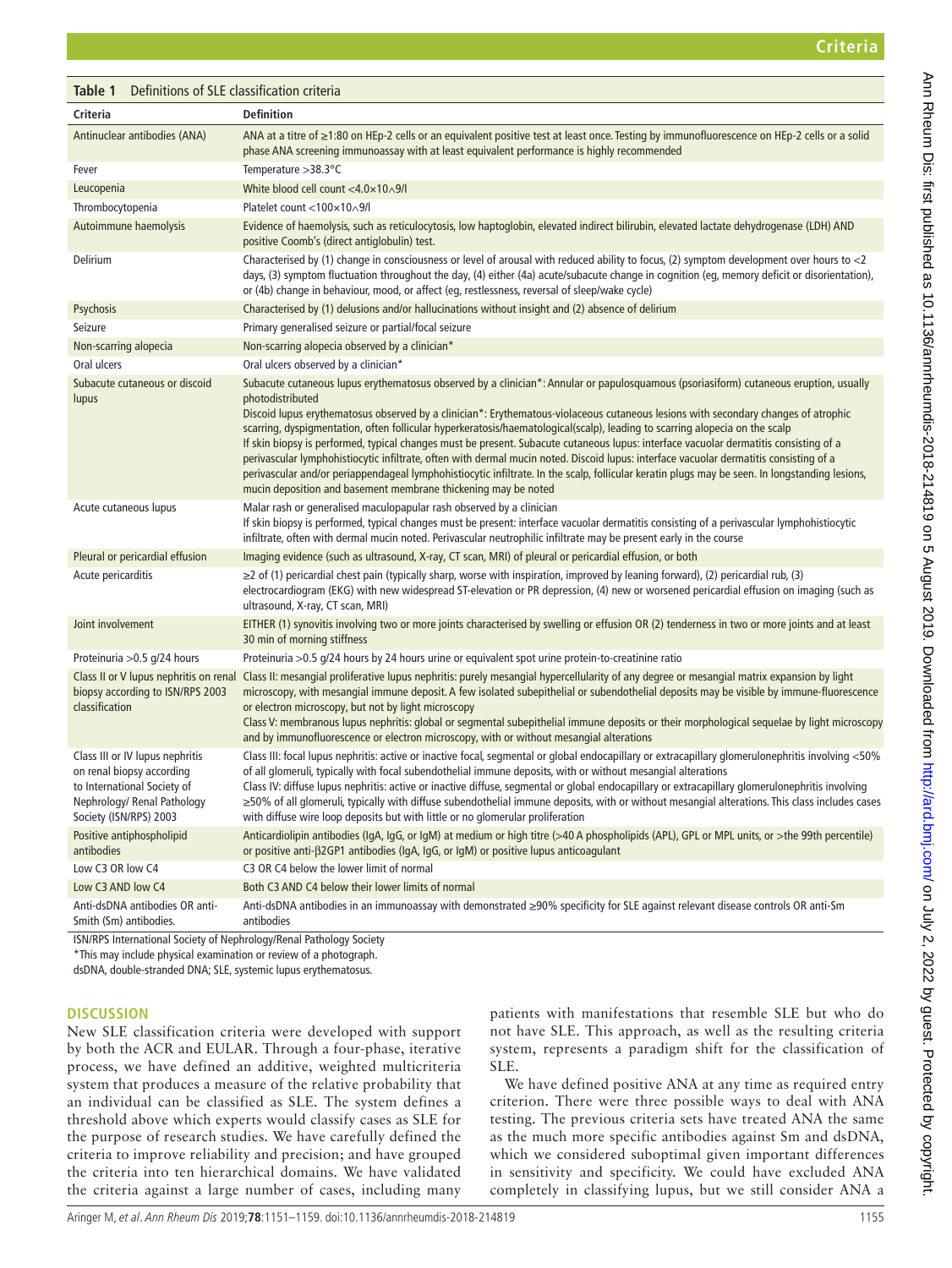**Table 1** Definitions of SLE classification criteria

| Criteria | Definition |
|---|---|
| Antinuclear antibodies (ANA) | ANA at a titre of ≥1:80 on HEp-2 cells or an equivalent positive test at least once. Testing by immunofluorescence on HEp-2 cells or a solid phase ANA screening immunoassay with at least equivalent performance is highly recommended |
| Fever | Temperature >38.3°C |
| Leucopenia | White blood cell count <4.0×10∧9/l |
| Thrombocytopenia | Platelet count <100×10∧9/l |
| Autoimmune haemolysis | Evidence of haemolysis, such as reticulocytosis, low haptoglobin, elevated indirect bilirubin, elevated lactate dehydrogenase (LDH) AND positive Coomb's (direct antiglobulin) test. |
| Delirium | Characterised by (1) change in consciousness or level of arousal with reduced ability to focus, (2) symptom development over hours to <2 days, (3) symptom fluctuation throughout the day, (4) either (4a) acute/subacute change in cognition (eg, memory deficit or disorientation), or (4b) change in behaviour, mood, or affect (eg, restlessness, reversal of sleep/wake cycle) |
| Psychosis | Characterised by (1) delusions and/or hallucinations without insight and (2) absence of delirium |
| Seizure | Primary generalised seizure or partial/focal seizure |
| Non-scarring alopecia | Non-scarring alopecia observed by a clinician* |
| Oral ulcers | Oral ulcers observed by a clinician* |
| Subacute cutaneous or discoid lupus | Subacute cutaneous lupus erythematosus observed by a clinician*: Annular or papulosquamous (psoriasiform) cutaneous eruption, usually photodistributed<br>Discoid lupus erythematosus observed by a clinician*: Erythematous-violaceous cutaneous lesions with secondary changes of atrophic scarring, dyspigmentation, often follicular hyperkeratosis/haematological(scalp), leading to scarring alopecia on the scalp<br>If skin biopsy is performed, typical changes must be present: Subacute cutaneous lupus: interface vacuolar dermatitis consisting of a perivascular lymphohistiocytic infiltrate, often with dermal mucin noted. Discoid lupus: interface vacuolar dermatitis consisting of a perivascular and/or periappendageal lymphohistiocytic infiltrate. In the scalp, follicular keratin plugs may be seen. In longstanding lesions, mucin deposition and basement membrane thickening may be noted |
| Acute cutaneous lupus | Malar rash or generalised maculopapular rash observed by a clinician<br>If skin biopsy is performed, typical changes must be present: interface vacuolar dermatitis consisting of a perivascular lymphohistiocytic infiltrate, often with dermal mucin noted. Perivascular neutrophilic infiltrate may be present early in the course |
| Pleural or pericardial effusion | Imaging evidence (such as ultrasound, X-ray, CT scan, MRI) of pleural or pericardial effusion, or both |
| Acute pericarditis | ≥2 of (1) pericardial chest pain (typically sharp, worse with inspiration, improved by leaning forward), (2) pericardial rub, (3) electrocardiogram (EKG) with new widespread ST-elevation or PR depression, (4) new or worsened pericardial effusion on imaging (such as ultrasound, X-ray, CT scan, MRI) |
| Joint involvement | EITHER (1) synovitis involving two or more joints characterised by swelling or effusion OR (2) tenderness in two or more joints and at least 30 min of morning stiffness |
| Proteinuria >0.5 g/24 hours | Proteinuria >0.5 g/24 hours by 24 hours urine or equivalent spot urine protein-to-creatinine ratio |
| Class II or V lupus nephritis on renal biopsy according to ISN/RPS 2003 classification | Class II: mesangial proliferative lupus nephritis: purely mesangial hypercellularity of any degree or mesangial matrix expansion by light microscopy, with mesangial immune deposit. A few isolated subepithelial or subendothelial deposits may be visible by immune-fluorescence or electron microscopy, but not by light microscopy<br>Class V: membranous lupus nephritis: global or segmental subepithelial immune deposits or their morphological sequelae by light microscopy and by immunofluorescence or electron microscopy, with or without mesangial alterations |
| Class III or IV lupus nephritis on renal biopsy according to International Society of Nephrology/ Renal Pathology Society (ISN/RPS) 2003 | Class III: focal lupus nephritis: active or inactive focal, segmental or global endocapillary or extracapillary glomerulonephritis involving <50% of all glomeruli, typically with focal subendothelial immune deposits, with or without mesangial alterations<br>Class IV: diffuse lupus nephritis: active or inactive diffuse, segmental or global endocapillary or extracapillary glomerulonephritis involving ≥50% of all glomeruli, typically with diffuse subendothelial immune deposits, with or without mesangial alterations. This class includes cases with diffuse wire loop deposits but with little or no glomerular proliferation |
| Positive antiphospholipid antibodies | Anticardiolipin antibodies (IgA, IgG, or IgM) at medium or high titre (>40 A phospholipids (APL), GPL or MPL units, or >the 99th percentile) or positive anti-β2GP1 antibodies (IgA, IgG, or IgM) or positive lupus anticoagulant |
| Low C3 OR low C4 | C3 OR C4 below the lower limit of normal |
| Low C3 AND low C4 | Both C3 AND C4 below their lower limits of normal |
| Anti-dsDNA antibodies OR anti-Smith (Sm) antibodies. | Anti-dsDNA antibodies in an immunoassay with demonstrated ≥90% specificity for SLE against relevant disease controls OR anti-Sm antibodies |

ISN/RPS International Society of Nephrology/Renal Pathology Society

*This may include physical examination or review of a photograph.

dsDNA, double-stranded DNA; SLE, systemic lupus erythematosus.

## DISCUSSION

New SLE classification criteria were developed with support by both the ACR and EULAR. Through a four-phase, iterative process, we have defined an additive, weighted multicriteria system that produces a measure of the relative probability that an individual can be classified as SLE. The system defines a threshold above which experts would classify cases as SLE for the purpose of research studies. We have carefully defined the criteria to improve reliability and precision; and have grouped the criteria into ten hierarchical domains. We have validated the criteria against a large number of cases, including many patients with manifestations that resemble SLE but who do not have SLE. This approach, as well as the resulting criteria system, represents a paradigm shift for the classification of SLE.

We have defined positive ANA at any time as required entry criterion. There were three possible ways to deal with ANA testing. The previous criteria sets have treated ANA the same as the much more specific antibodies against Sm and dsDNA, which we considered suboptimal given important differences in sensitivity and specificity. We could have excluded ANA completely in classifying lupus, but we still consider ANA a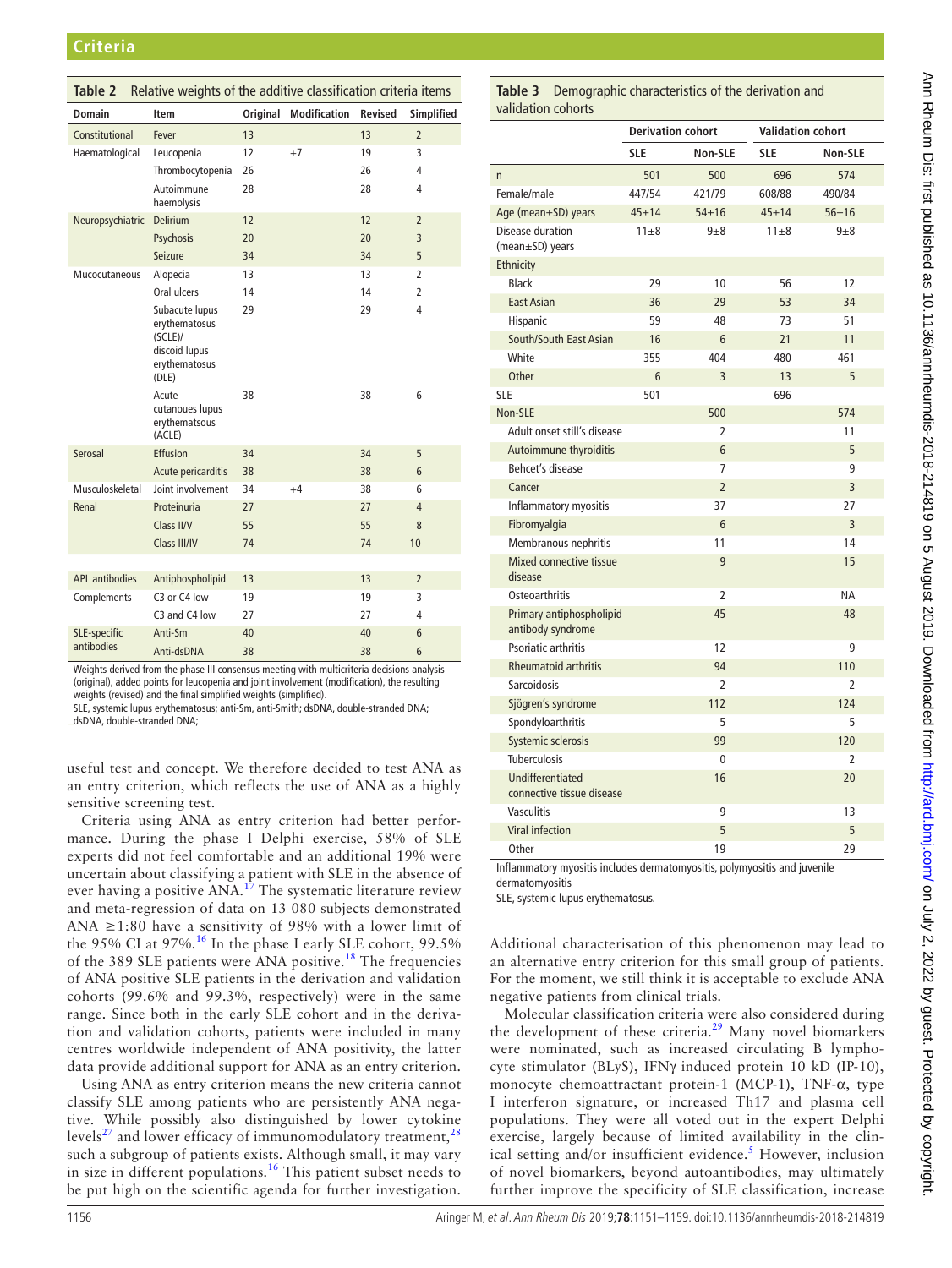**Table 2** Relative weights of the additive classification criteria items

| Domain | Item | Original | Modification | Revised | Simplified |
|---|---|---|---|---|---|
| Constitutional | Fever | 13 | | 13 | 2 |
| Haematological | Leucopenia | 12 | +7 | 19 | 3 |
| | Thrombocytopenia | 26 | | 26 | 4 |
| | Autoimmune haemolysis | 28 | | 28 | 4 |
| Neuropsychiatric | Delirium | 12 | | 12 | 2 |
| | Psychosis | 20 | | 20 | 3 |
| | Seizure | 34 | | 34 | 5 |
| Mucocutaneous | Alopecia | 13 | | 13 | 2 |
| | Oral ulcers | 14 | | 14 | 2 |
| | Subacute lupus erythematosus (SCLE)/ discoid lupus erythematosus (DLE) | 29 | | 29 | 4 |
| | Acute cutanoues lupus erythematsous (ACLE) | 38 | | 38 | 6 |
| Serosal | Effusion | 34 | | 34 | 5 |
| | Acute pericarditis | 38 | | 38 | 6 |
| Musculoskeletal | Joint involvement | 34 | +4 | 38 | 6 |
| Renal | Proteinuria | 27 | | 27 | 4 |
| | Class II/V | 55 | | 55 | 8 |
| | Class III/IV | 74 | | 74 | 10 |
| APL antibodies | Antiphospholipid | 13 | | 13 | 2 |
| Complements | C3 or C4 low | 19 | | 19 | 3 |
| | C3 and C4 low | 27 | | 27 | 4 |
| SLE-specific antibodies | Anti-Sm | 40 | | 40 | 6 |
| | Anti-dsDNA | 38 | | 38 | 6 |

Weights derived from the phase III consensus meeting with multicriteria decisions analysis (original), added points for leucopenia and joint involvement (modification), the resulting weights (revised) and the final simplified weights (simplified).
SLE, systemic lupus erythematosus; anti-Sm, anti-Smith; dsDNA, double-stranded DNA; dsDNA, double-stranded DNA;

useful test and concept. We therefore decided to test ANA as an entry criterion, which reflects the use of ANA as a highly sensitive screening test.

Criteria using ANA as entry criterion had better performance. During the phase I Delphi exercise, 58% of SLE experts did not feel comfortable and an additional 19% were uncertain about classifying a patient with SLE in the absence of ever having a positive ANA.[17] The systematic literature review and meta-regression of data on 13 080 subjects demonstrated ANA ≥1:80 have a sensitivity of 98% with a lower limit of the 95% CI at 97%.[16] In the phase I early SLE cohort, 99.5% of the 389 SLE patients were ANA positive.[18] The frequencies of ANA positive SLE patients in the derivation and validation cohorts (99.6% and 99.3%, respectively) were in the same range. Since both in the early SLE cohort and in the derivation and validation cohorts, patients were included in many centres worldwide independent of ANA positivity, the latter data provide additional support for ANA as an entry criterion.

Using ANA as entry criterion means the new criteria cannot classify SLE among patients who are persistently ANA negative. While possibly also distinguished by lower cytokine levels[27] and lower efficacy of immunomodulatory treatment,[28] such a subgroup of patients exists. Although small, it may vary in size in different populations.[16] This patient subset needs to be put high on the scientific agenda for further investigation.

**Table 3** Demographic characteristics of the derivation and validation cohorts

| | Derivation cohort | | Validation cohort | |
|---|---|---|---|---|
| | SLE | Non-SLE | SLE | Non-SLE |
| n | 501 | 500 | 696 | 574 |
| Female/male | 447/54 | 421/79 | 608/88 | 490/84 |
| Age (mean±SD) years | 45±14 | 54±16 | 45±14 | 56±16 |
| Disease duration (mean±SD) years | 11±8 | 9±8 | 11±8 | 9±8 |
| Ethnicity | | | | |
| Black | 29 | 10 | 56 | 12 |
| East Asian | 36 | 29 | 53 | 34 |
| Hispanic | 59 | 48 | 73 | 51 |
| South/South East Asian | 16 | 6 | 21 | 11 |
| White | 355 | 404 | 480 | 461 |
| Other | 6 | 3 | 13 | 5 |
| SLE | 501 | | 696 | |
| Non-SLE | | 500 | | 574 |
| Adult onset still's disease | | 2 | | 11 |
| Autoimmune thyroiditis | | 6 | | 5 |
| Behcet's disease | | 7 | | 9 |
| Cancer | | 2 | | 3 |
| Inflammatory myositis | | 37 | | 27 |
| Fibromyalgia | | 6 | | 3 |
| Membranous nephritis | | 11 | | 14 |
| Mixed connective tissue disease | | 9 | | 15 |
| Osteoarthritis | | 2 | | NA |
| Primary antiphospholipid antibody syndrome | | 45 | | 48 |
| Psoriatic arthritis | | 12 | | 9 |
| Rheumatoid arthritis | | 94 | | 110 |
| Sarcoidosis | | 2 | | 2 |
| Sjögren's syndrome | | 112 | | 124 |
| Spondyloarthritis | | 5 | | 5 |
| Systemic sclerosis | | 99 | | 120 |
| Tuberculosis | | 0 | | 2 |
| Undifferentiated connective tissue disease | | 16 | | 20 |
| Vasculitis | | 9 | | 13 |
| Viral infection | | 5 | | 5 |
| Other | | 19 | | 29 |

Inflammatory myositis includes dermatomyositis, polymyositis and juvenile dermatomyositis
SLE, systemic lupus erythematosus.

Additional characterisation of this phenomenon may lead to an alternative entry criterion for this small group of patients. For the moment, we still think it is acceptable to exclude ANA negative patients from clinical trials.

Molecular classification criteria were also considered during the development of these criteria.[29] Many novel biomarkers were nominated, such as increased circulating B lymphocyte stimulator (BLyS), IFNγ induced protein 10 kD (IP-10), monocyte chemoattractant protein-1 (MCP-1), TNF-α, type I interferon signature, or increased Th17 and plasma cell populations. They were all voted out in the expert Delphi exercise, largely because of limited availability in the clinical setting and/or insufficient evidence.[5] However, inclusion of novel biomarkers, beyond autoantibodies, may ultimately further improve the specificity of SLE classification, increase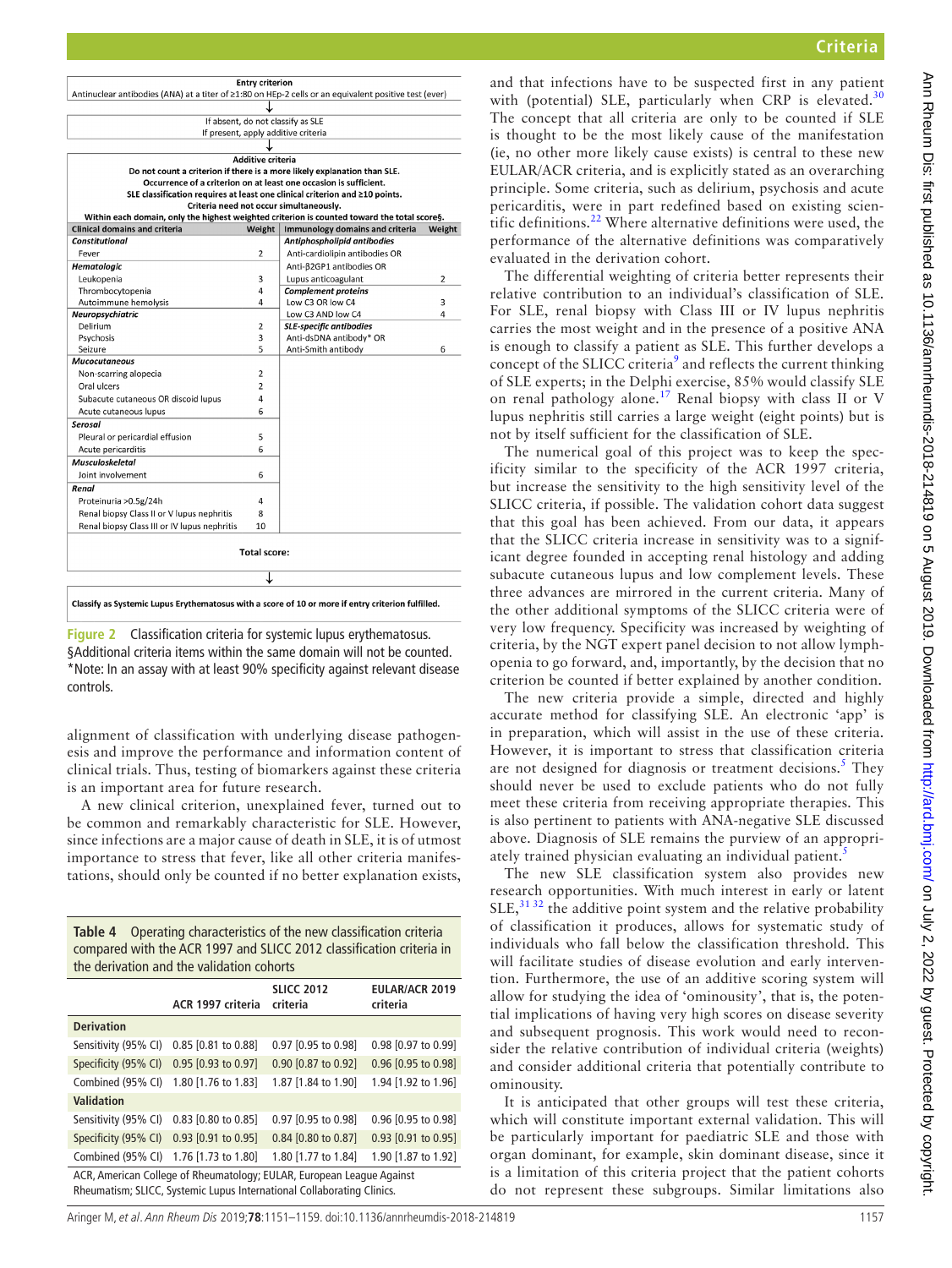| Entry criterion | | | |
|---|---|---|---|
| Antinuclear antibodies (ANA) at a titer of ≥1:80 on HEp-2 cells or an equivalent positive test (ever) | | | |
| ↓ | | | |
| If absent, do not classify as SLE<br>If present, apply additive criteria | | | |
| ↓ | | | |
| **Additive criteria**<br>**Do not count a criterion if there is a more likely explanation than SLE.**<br>**Occurrence of a criterion on at least one occasion is sufficient.**<br>**SLE classification requires at least one clinical criterion and ≥10 points.**<br>**Criteria need not occur simultaneously.**<br>**Within each domain, only the highest weighted criterion is counted toward the total score§.** | | | |
| **Clinical domains and criteria** | **Weight** | **Immunology domains and criteria** | **Weight** |
| ***Constitutional*** | | ***Antiphospholipid antibodies*** | |
| Fever | 2 | Anti-cardiolipin antibodies OR | |
| ***Hematologic*** | | Anti-β2GP1 antibodies OR | |
| Leukopenia | 3 | Lupus anticoagulant | 2 |
| Thrombocytopenia | 4 | ***Complement proteins*** | |
| Autoimmune hemolysis | 4 | Low C3 OR low C4 | 3 |
| ***Neuropsychiatric*** | | Low C3 AND low C4 | 4 |
| Delirium | 2 | ***SLE-specific antibodies*** | |
| Psychosis | 3 | Anti-dsDNA antibody* OR | |
| Seizure | 5 | Anti-Smith antibody | 6 |
| ***Mucocutaneous*** | | | |
| Non-scarring alopecia | 2 | | |
| Oral ulcers | 2 | | |
| Subacute cutaneous OR discoid lupus | 4 | | |
| Acute cutaneous lupus | 6 | | |
| ***Serosal*** | | | |
| Pleural or pericardial effusion | 5 | | |
| Acute pericarditis | 6 | | |
| ***Musculoskeletal*** | | | |
| Joint involvement | 6 | | |
| ***Renal*** | | | |
| Proteinuria >0.5g/24h | 4 | | |
| Renal biopsy Class II or V lupus nephritis | 8 | | |
| Renal biopsy Class III or IV lupus nephritis | 10 | | |
| **Total score:** | | | |
| ↓ | | | |
| **Classify as Systemic Lupus Erythematosus with a score of 10 or more if entry criterion fulfilled.** | | | |

**Figure 2** Classification criteria for systemic lupus erythematosus. §Additional criteria items within the same domain will not be counted. *Note: In an assay with at least 90% specificity against relevant disease controls.

alignment of classification with underlying disease pathogenesis and improve the performance and information content of clinical trials. Thus, testing of biomarkers against these criteria is an important area for future research.

A new clinical criterion, unexplained fever, turned out to be common and remarkably characteristic for SLE. However, since infections are a major cause of death in SLE, it is of utmost importance to stress that fever, like all other criteria manifestations, should only be counted if no better explanation exists, and that infections have to be suspected first in any patient with (potential) SLE, particularly when CRP is elevated.[30] The concept that all criteria are only to be counted if SLE is thought to be the most likely cause of the manifestation (ie, no other more likely cause exists) is central to these new EULAR/ACR criteria, and is explicitly stated as an overarching principle. Some criteria, such as delirium, psychosis and acute pericarditis, were in part redefined based on existing scientific definitions.[22] Where alternative definitions were used, the performance of the alternative definitions was comparatively evaluated in the derivation cohort.

**Table 4** Operating characteristics of the new classification criteria compared with the ACR 1997 and SLICC 2012 classification criteria in the derivation and the validation cohorts

| | ACR 1997 criteria | SLICC 2012 criteria | EULAR/ACR 2019 criteria |
|---|---|---|---|
| **Derivation** | | | |
| Sensitivity (95% CI) | 0.85 [0.81 to 0.88] | 0.97 [0.95 to 0.98] | 0.98 [0.97 to 0.99] |
| Specificity (95% CI) | 0.95 [0.93 to 0.97] | 0.90 [0.87 to 0.92] | 0.96 [0.95 to 0.98] |
| Combined (95% CI) | 1.80 [1.76 to 1.83] | 1.87 [1.84 to 1.90] | 1.94 [1.92 to 1.96] |
| **Validation** | | | |
| Sensitivity (95% CI) | 0.83 [0.80 to 0.85] | 0.97 [0.95 to 0.98] | 0.96 [0.95 to 0.98] |
| Specificity (95% CI) | 0.93 [0.91 to 0.95] | 0.84 [0.80 to 0.87] | 0.93 [0.91 to 0.95] |
| Combined (95% CI) | 1.76 [1.73 to 1.80] | 1.80 [1.77 to 1.84] | 1.90 [1.87 to 1.92] |

ACR, American College of Rheumatology; EULAR, European League Against Rheumatism; SLICC, Systemic Lupus International Collaborating Clinics.

The differential weighting of criteria better represents their relative contribution to an individual's classification of SLE. For SLE, renal biopsy with Class III or IV lupus nephritis carries the most weight and in the presence of a positive ANA is enough to classify a patient as SLE. This further develops a concept of the SLICC criteria[9] and reflects the current thinking of SLE experts; in the Delphi exercise, 85% would classify SLE on renal pathology alone.[17] Renal biopsy with class II or V lupus nephritis still carries a large weight (eight points) but is not by itself sufficient for the classification of SLE.

The numerical goal of this project was to keep the specificity similar to the specificity of the ACR 1997 criteria, but increase the sensitivity to the high sensitivity level of the SLICC criteria, if possible. The validation cohort data suggest that this goal has been achieved. From our data, it appears that the SLICC criteria increase in sensitivity was to a significant degree founded in accepting renal histology and adding subacute cutaneous lupus and low complement levels. These three advances are mirrored in the current criteria. Many of the other additional symptoms of the SLICC criteria were of very low frequency. Specificity was increased by weighting of criteria, by the NGT expert panel decision to not allow lymphopenia to go forward, and, importantly, by the decision that no criterion be counted if better explained by another condition.

The new criteria provide a simple, directed and highly accurate method for classifying SLE. An electronic 'app' is in preparation, which will assist in the use of these criteria. However, it is important to stress that classification criteria are not designed for diagnosis or treatment decisions.[5] They should never be used to exclude patients who do not fully meet these criteria from receiving appropriate therapies. This is also pertinent to patients with ANA-negative SLE discussed above. Diagnosis of SLE remains the purview of an appropriately trained physician evaluating an individual patient.[5]

The new SLE classification system also provides new research opportunities. With much interest in early or latent SLE,[31 32] the additive point system and the relative probability of classification it produces, allows for systematic study of individuals who fall below the classification threshold. This will facilitate studies of disease evolution and early intervention. Furthermore, the use of an additive scoring system will allow for studying the idea of 'ominousity', that is, the potential implications of having very high scores on disease severity and subsequent prognosis. This work would need to reconsider the relative contribution of individual criteria (weights) and consider additional criteria that potentially contribute to ominousity.

It is anticipated that other groups will test these criteria, which will constitute important external validation. This will be particularly important for paediatric SLE and those with organ dominant, for example, skin dominant disease, since it is a limitation of this criteria project that the patient cohorts do not represent these subgroups. Similar limitations also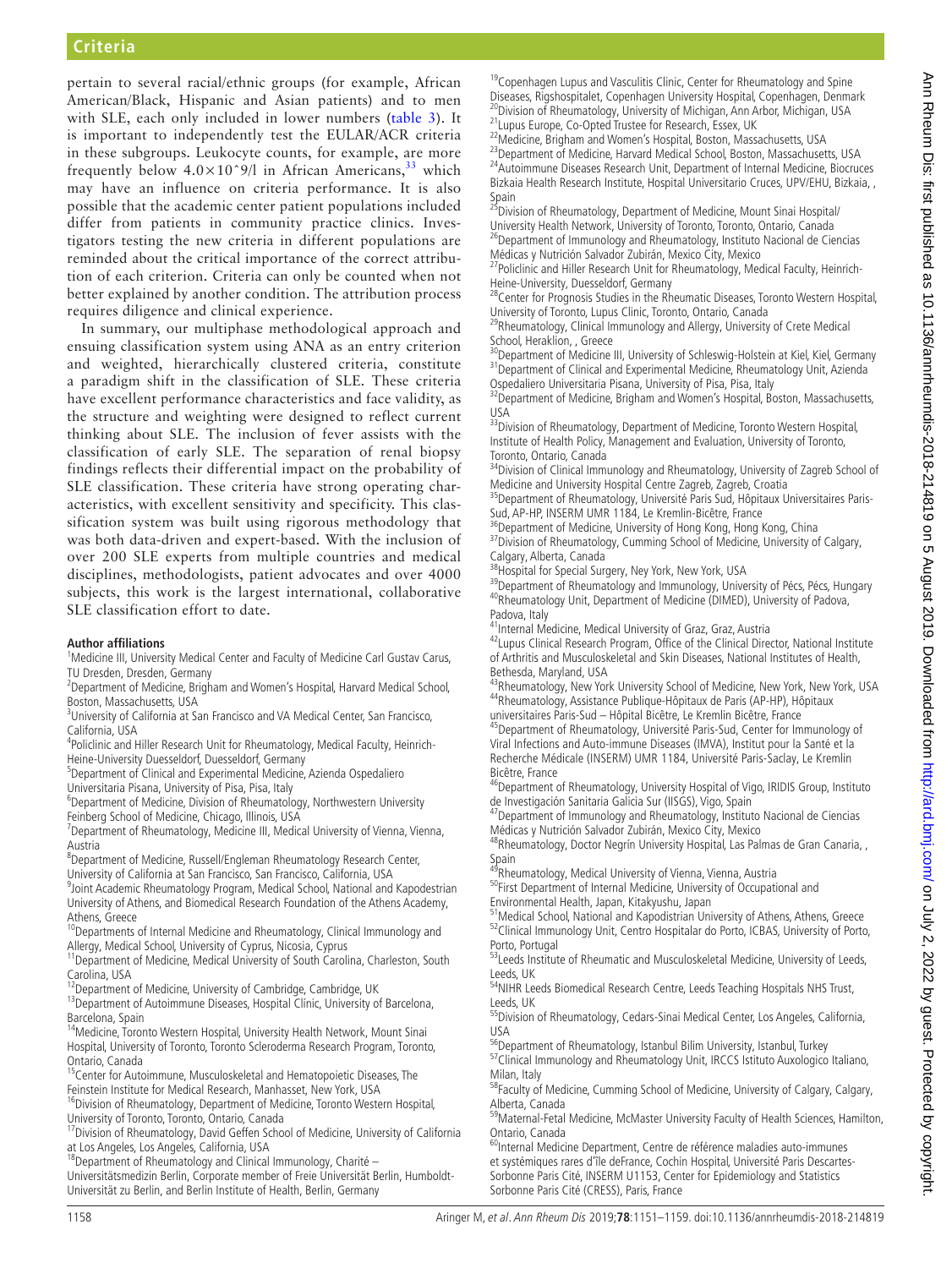pertain to several racial/ethnic groups (for example, African American/Black, Hispanic and Asian patients) and to men with SLE, each only included in lower numbers (table 3). It is important to independently test the EULAR/ACR criteria in these subgroups. Leukocyte counts, for example, are more frequently below 4.0×10ˆ9/l in African Americans,[33] which may have an influence on criteria performance. It is also possible that the academic center patient populations included differ from patients in community practice clinics. Investigators testing the new criteria in different populations are reminded about the critical importance of the correct attribution of each criterion. Criteria can only be counted when not better explained by another condition. The attribution process requires diligence and clinical experience.

In summary, our multiphase methodological approach and ensuing classification system using ANA as an entry criterion and weighted, hierarchically clustered criteria, constitute a paradigm shift in the classification of SLE. These criteria have excellent performance characteristics and face validity, as the structure and weighting were designed to reflect current thinking about SLE. The inclusion of fever assists with the classification of early SLE. The separation of renal biopsy findings reflects their differential impact on the probability of SLE classification. These criteria have strong operating characteristics, with excellent sensitivity and specificity. This classification system was built using rigorous methodology that was both data-driven and expert-based. With the inclusion of over 200 SLE experts from multiple countries and medical disciplines, methodologists, patient advocates and over 4000 subjects, this work is the largest international, collaborative SLE classification effort to date.

**Author affiliations**

[1]Medicine III, University Medical Center and Faculty of Medicine Carl Gustav Carus, TU Dresden, Dresden, Germany
[2]Department of Medicine, Brigham and Women's Hospital, Harvard Medical School, Boston, Massachusetts, USA
[3]University of California at San Francisco and VA Medical Center, San Francisco, California, USA
[4]Policlinic and Hiller Research Unit for Rheumatology, Medical Faculty, Heinrich-Heine-University Duesseldorf, Duesseldorf, Germany
[5]Department of Clinical and Experimental Medicine, Azienda Ospedaliero Universitaria Pisana, University of Pisa, Pisa, Italy
[6]Department of Medicine, Division of Rheumatology, Northwestern University Feinberg School of Medicine, Chicago, Illinois, USA
[7]Department of Rheumatology, Medicine III, Medical University of Vienna, Vienna, Austria
[8]Department of Medicine, Russell/Engleman Rheumatology Research Center, University of California at San Francisco, San Francisco, California, USA
[9]Joint Academic Rheumatology Program, Medical School, National and Kapodestrian University of Athens, and Biomedical Research Foundation of the Athens Academy, Athens, Greece
[10]Departments of Internal Medicine and Rheumatology, Clinical Immunology and Allergy, Medical School, University of Cyprus, Nicosia, Cyprus
[11]Department of Medicine, Medical University of South Carolina, Charleston, South Carolina, USA
[12]Department of Medicine, University of Cambridge, Cambridge, UK
[13]Department of Autoimmune Diseases, Hospital Clínic, University of Barcelona, Barcelona, Spain
[14]Medicine, Toronto Western Hospital, University Health Network, Mount Sinai Hospital, University of Toronto, Toronto Scleroderma Research Program, Toronto, Ontario, Canada
[15]Center for Autoimmune, Musculoskeletal and Hematopoietic Diseases, The Feinstein Institute for Medical Research, Manhasset, New York, USA
[16]Division of Rheumatology, Department of Medicine, Toronto Western Hospital, University of Toronto, Toronto, Ontario, Canada
[17]Division of Rheumatology, David Geffen School of Medicine, University of California at Los Angeles, Los Angeles, California, USA
[18]Department of Rheumatology and Clinical Immunology, Charité – Universitätsmedizin Berlin, Corporate member of Freie Universität Berlin, Humboldt-Universität zu Berlin, and Berlin Institute of Health, Berlin, Germany
[19]Copenhagen Lupus and Vasculitis Clinic, Center for Rheumatology and Spine Diseases, Rigshospitalet, Copenhagen University Hospital, Copenhagen, Denmark
[20]Division of Rheumatology, University of Michigan, Ann Arbor, Michigan, USA
[21]Lupus Europe, Co-Opted Trustee for Research, Essex, UK
[22]Medicine, Brigham and Women's Hospital, Boston, Massachusetts, USA
[23]Department of Medicine, Harvard Medical School, Boston, Massachusetts, USA
[24]Autoimmune Diseases Research Unit, Department of Internal Medicine, Biocruces Bizkaia Health Research Institute, Hospital Universitario Cruces, UPV/EHU, Bizkaia, , Spain
[25]Division of Rheumatology, Department of Medicine, Mount Sinai Hospital/ University Health Network, University of Toronto, Toronto, Ontario, Canada
[26]Department of Immunology and Rheumatology, Instituto Nacional de Ciencias Médicas y Nutrición Salvador Zubirán, Mexico City, Mexico
[27]Policlinic and Hiller Research Unit for Rheumatology, Medical Faculty, Heinrich-Heine-University, Duesseldorf, Germany
[28]Center for Prognosis Studies in the Rheumatic Diseases, Toronto Western Hospital, University of Toronto, Lupus Clinic, Toronto, Ontario, Canada
[29]Rheumatology, Clinical Immunology and Allergy, University of Crete Medical School, Heraklion, , Greece
[30]Department of Medicine III, University of Schleswig-Holstein at Kiel, Kiel, Germany
[31]Department of Clinical and Experimental Medicine, Rheumatology Unit, Azienda Ospedaliero Universitaria Pisana, University of Pisa, Pisa, Italy
[32]Department of Medicine, Brigham and Women's Hospital, Boston, Massachusetts, USA
[33]Division of Rheumatology, Department of Medicine, Toronto Western Hospital, Institute of Health Policy, Management and Evaluation, University of Toronto, Toronto, Ontario, Canada
[34]Division of Clinical Immunology and Rheumatology, University of Zagreb School of Medicine and University Hospital Centre Zagreb, Zagreb, Croatia
[35]Department of Rheumatology, Université Paris Sud, Hôpitaux Universitaires Paris-Sud, AP-HP, INSERM UMR 1184, Le Kremlin-Bicêtre, France
[36]Department of Medicine, University of Hong Kong, Hong Kong, China
[37]Division of Rheumatology, Cumming School of Medicine, University of Calgary, Calgary, Alberta, Canada
[38]Hospital for Special Surgery, Ney York, New York, USA
[39]Department of Rheumatology and Immunology, University of Pécs, Pécs, Hungary
[40]Rheumatology Unit, Department of Medicine (DIMED), University of Padova, Padova, Italy
[41]Internal Medicine, Medical University of Graz, Graz, Austria
[42]Lupus Clinical Research Program, Office of the Clinical Director, National Institute of Arthritis and Musculoskeletal and Skin Diseases, National Institutes of Health, Bethesda, Maryland, USA
[43]Rheumatology, New York University School of Medicine, New York, New York, USA
[44]Rheumatology, Assistance Publique-Hôpitaux de Paris (AP-HP), Hôpitaux universitaires Paris-Sud – Hôpital Bicêtre, Le Kremlin Bicêtre, France
[45]Department of Rheumatology, Université Paris-Sud, Center for Immunology of Viral Infections and Auto-immune Diseases (IMVA), Institut pour la Santé et la Recherche Médicale (INSERM) UMR 1184, Université Paris-Saclay, Le Kremlin Bicêtre, France
[46]Department of Rheumatology, University Hospital of Vigo, IRIDIS Group, Instituto de Investigación Sanitaria Galicia Sur (IISGS), Vigo, Spain
[47]Department of Immunology and Rheumatology, Instituto Nacional de Ciencias Médicas y Nutrición Salvador Zubirán, Mexico City, Mexico
[48]Rheumatology, Doctor Negrín University Hospital, Las Palmas de Gran Canaria, , Spain
[49]Rheumatology, Medical University of Vienna, Vienna, Austria
[50]First Department of Internal Medicine, University of Occupational and Environmental Health, Japan, Kitakyushu, Japan
[51]Medical School, National and Kapodistrian University of Athens, Athens, Greece
[52]Clinical Immunology Unit, Centro Hospitalar do Porto, ICBAS, University of Porto, Porto, Portugal
[53]Leeds Institute of Rheumatic and Musculoskeletal Medicine, University of Leeds, Leeds, UK
[54]NIHR Leeds Biomedical Research Centre, Leeds Teaching Hospitals NHS Trust, Leeds, UK
[55]Division of Rheumatology, Cedars-Sinai Medical Center, Los Angeles, California, USA
[56]Department of Rheumatology, Istanbul Bilim University, Istanbul, Turkey
[57]Clinical Immunology and Rheumatology Unit, IRCCS Istituto Auxologico Italiano, Milan, Italy
[58]Faculty of Medicine, Cumming School of Medicine, University of Calgary, Calgary, Alberta, Canada
[59]Maternal-Fetal Medicine, McMaster University Faculty of Health Sciences, Hamilton, Ontario, Canada
[60]Internal Medicine Department, Centre de référence maladies auto-immunes et systémiques rares d'île deFrance, Cochin Hospital, Université Paris Descartes-Sorbonne Paris Cité, INSERM U1153, Center for Epidemiology and Statistics Sorbonne Paris Cité (CRESS), Paris, France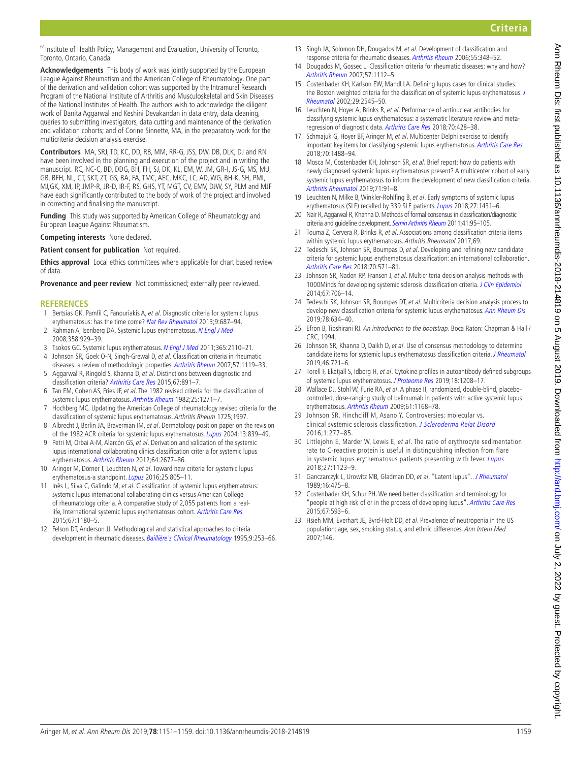[61]Institute of Health Policy, Management and Evaluation, University of Toronto, Toronto, Ontario, Canada

**Acknowledgements** This body of work was jointly supported by the European League Against Rheumatism and the American College of Rheumatology. One part of the derivation and validation cohort was supported by the Intramural Research Program of the National Institute of Arthritis and Musculoskeletal and Skin Diseases of the National Institutes of Health. The authors wish to acknowledge the diligent work of Banita Aggarwal and Keshini Devakandan in data entry, data cleaning, queries to submitting investigators, data cutting and maintenance of the derivation and validation cohorts; and of Corine Sinnette, MA, in the preparatory work for the multicriteria decision analysis exercise.

**Contributors** MA, SRJ, TD, KC, DD, RB, MM, RR-G, JSS, DW, DB, DLK, DJ and RN have been involved in the planning and execution of the project and in writing the manuscript. RC, NC-C, BD, DDG, BH, FH, SJ, DK, KL, EM, W. JM, GR-I, JS-G, MS, MU, GB, BFH, NL, CT, SKT, ZT, GS, BA, FA, TMC, AEC, MKC, LC, AD, WG, BH-K, SH, PMI, MJ,GK, XM, IP, JMP-R, JR-D, IR-F, RS, GHS, YT, MGT, CV, EMV, DJW, SY, PLM and MJF have each significantly contributed to the body of work of the project and involved in correcting and finalising the manuscript.

**Funding** This study was supported by American College of Rheumatology and European League Against Rheumatism.

**Competing interests** None declared.

**Patient consent for publication** Not required.

**Ethics approval** Local ethics committees where applicable for chart based review of data.

**Provenance and peer review** Not commissioned; externally peer reviewed.

## REFERENCES

1. Bertsias GK, Pamfil C, Fanouriakis A, *et al*. Diagnostic criteria for systemic lupus erythematosus: has the time come? *Nat Rev Rheumatol* 2013;9:687–94.
2. Rahman A, Isenberg DA. Systemic lupus erythematosus. *N Engl J Med* 2008;358:929–39.
3. Tsokos GC. Systemic lupus erythematosus. *N Engl J Med* 2011;365:2110–21.
4. Johnson SR, Goek O-N, Singh-Grewal D, *et al*. Classification criteria in rheumatic diseases: a review of methodologic properties. *Arthritis Rheum* 2007;57:1119–33.
5. Aggarwal R, Ringold S, Khanna D, *et al*. Distinctions between diagnostic and classification criteria? *Arthritis Care Res* 2015;67:891–7.
6. Tan EM, Cohen AS, Fries JF, *et al*. The 1982 revised criteria for the classification of systemic lupus erythematosus. *Arthritis Rheum* 1982;25:1271–7.
7. Hochberg MC. Updating the American College of rheumatology revised criteria for the classification of systemic lupus erythematosus. *Arthritis Rheum* 1725;1997.
8. Albrecht J, Berlin JA, Braverman IM, *et al*. Dermatology position paper on the revision of the 1982 ACR criteria for systemic lupus erythematosus. *Lupus* 2004;13:839–49.
9. Petri M, Orbai A-M, Alarcón GS, *et al*. Derivation and validation of the systemic lupus international collaborating clinics classification criteria for systemic lupus erythematosus. *Arthritis Rheum* 2012;64:2677–86.
10. Aringer M, Dörner T, Leuchten N, *et al*. Toward new criteria for systemic lupus erythematosus-a standpoint. *Lupus* 2016;25:805–11.
11. Inês L, Silva C, Galindo M, *et al*. Classification of systemic lupus erythematosus: systemic lupus international collaborating clinics versus American College of rheumatology criteria. A comparative study of 2,055 patients from a real-life, International systemic lupus erythematosus cohort. *Arthritis Care Res* 2015;67:1180–5.
12. Felson DT, Anderson JJ. Methodological and statistical approaches to criteria development in rheumatic diseases. *Baillière's Clinical Rheumatology* 1995;9:253–66.
13. Singh JA, Solomon DH, Dougados M, *et al*. Development of classification and response criteria for rheumatic diseases. *Arthritis Rheum* 2006;55:348–52.
14. Dougados M, Gossec L. Classification criteria for rheumatic diseases: why and how? *Arthritis Rheum* 2007;57:1112–5.
15. Costenbader KH, Karlson EW, Mandl LA. Defining lupus cases for clinical studies: the Boston weighted criteria for the classification of systemic lupus erythematosus. *J Rheumatol* 2002;29:2545–50.
16. Leuchten N, Hoyer A, Brinks R, *et al*. Performance of antinuclear antibodies for classifying systemic lupus erythematosus: a systematic literature review and meta-regression of diagnostic data. *Arthritis Care Res* 2018;70:428–38.
17. Schmajuk G, Hoyer BF, Aringer M, *et al*. Multicenter Delphi exercise to identify important key items for classifying systemic lupus erythematosus. *Arthritis Care Res* 2018;70:1488–94.
18. Mosca M, Costenbader KH, Johnson SR, *et al*. Brief report: how do patients with newly diagnosed systemic lupus erythematosus present? A multicenter cohort of early systemic lupus erythematosus to inform the development of new classification criteria. *Arthritis Rheumatol* 2019;71:91–8.
19. Leuchten N, Milke B, Winkler-Rohlfing B, *et al*. Early symptoms of systemic lupus erythematosus (SLE) recalled by 339 SLE patients. *Lupus* 2018;27:1431–6.
20. Nair R, Aggarwal R, Khanna D. Methods of formal consensus in classification/diagnostic criteria and guideline development. *Semin Arthritis Rheum* 2011;41:95–105.
21. Touma Z, Cervera R, Brinks R, *et al*. Associations among classification criteria items within systemic lupus erythematosus. *Arthritis Rheumatol* 2017;69.
22. Tedeschi SK, Johnson SR, Boumpas D, *et al*. Developing and refining new candidate criteria for systemic lupus erythematosus classification: an international collaboration. *Arthritis Care Res* 2018;70:571–81.
23. Johnson SR, Naden RP, Fransen J, *et al*. Multicriteria decision analysis methods with 1000Minds for developing systemic sclerosis classification criteria. *J Clin Epidemiol* 2014;67:706–14.
24. Tedeschi SK, Johnson SR, Boumpas DT, *et al*. Multicriteria decision analysis process to develop new classification criteria for systemic lupus erythematosus. *Ann Rheum Dis* 2019;78:634–40.
25. Efron B, Tibshirani RJ. *An introduction to the bootstrap*. Boca Raton: Chapman & Hall / CRC, 1994.
26. Johnson SR, Khanna D, Daikh D, *et al*. Use of consensus methodology to determine candidate items for systemic lupus erythematosus classification criteria. *J Rheumatol* 2019;46:721–6.
27. Torell F, Eketjäll S, Idborg H, *et al*. Cytokine profiles in autoantibody defined subgroups of systemic lupus erythematosus. *J Proteome Res* 2019;18:1208–17.
28. Wallace DJ, Stohl W, Furie RA, *et al*. A phase II, randomized, double-blind, placebo-controlled, dose-ranging study of belimumab in patients with active systemic lupus erythematosus. *Arthritis Rheum* 2009;61:1168–78.
29. Johnson SR, Hinchcliff M, Asano Y. Controversies: molecular vs. clinical systemic sclerosis classification. *J Scleroderma Relat Disord* 2016;1:277–85.
30. Littlejohn E, Marder W, Lewis E, *et al*. The ratio of erythrocyte sedimentation rate to C-reactive protein is useful in distinguishing infection from flare in systemic lupus erythematosus patients presenting with fever. *Lupus* 2018;27:1123–9.
31. Ganczarczyk L, Urowitz MB, Gladman DD, *et al*. "Latent lupus".. *J Rheumatol* 1989;16:475–8.
32. Costenbader KH, Schur PH. We need better classification and terminology for "people at high risk of or in the process of developing lupus". *Arthritis Care Res* 2015;67:593–6.
33. Hsieh MM, Everhart JE, Byrd-Holt DD, *et al*. Prevalence of neutropenia in the US population: age, sex, smoking status, and ethnic differences. *Ann Intern Med* 2007;146.